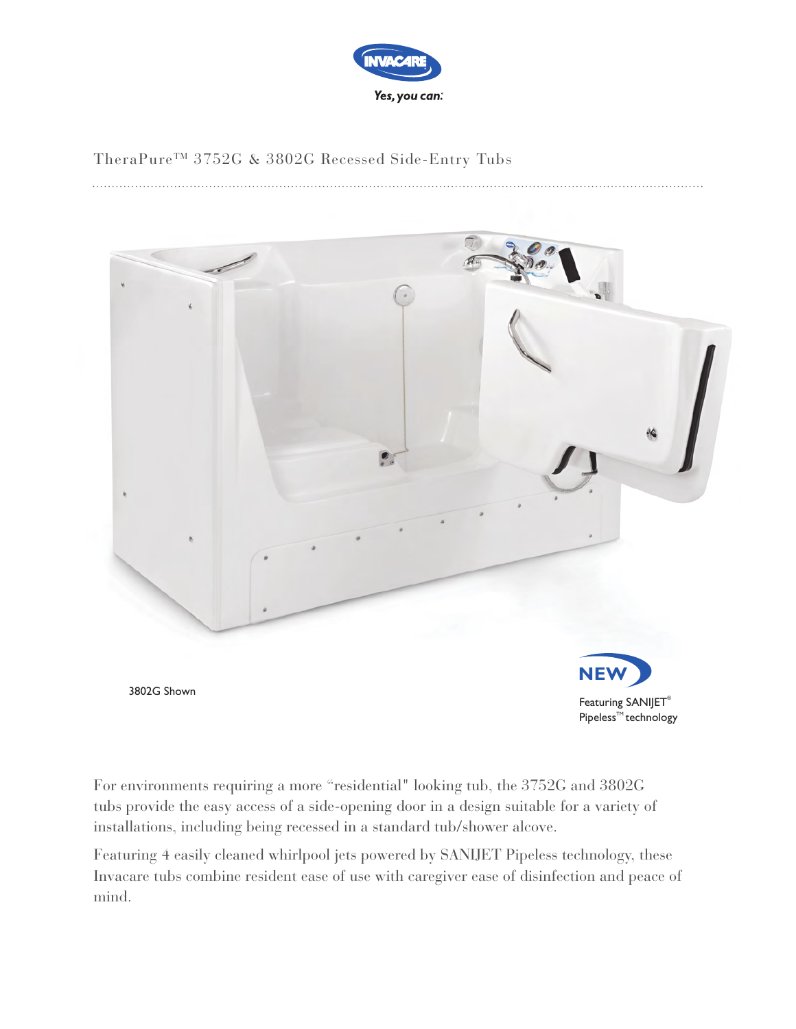INVACARE

*Yes, you can:*

# TheraPure™ 3752G & 3802G Recessed Side-Entry Tubs

3802G Shown

**NEW**

Featuring SANIJET® Pipeless™ technology

For environments requiring a more "residential" looking tub, the 3752G and 3802G tubs provide the easy access of a side-opening door in a design suitable for a variety of installations, including being recessed in a standard tub/shower alcove.

Featuring 4 easily cleaned whirlpool jets powered by SANIJET Pipeless technology, these Invacare tubs combine resident ease of use with caregiver ease of disinfection and peace of mind.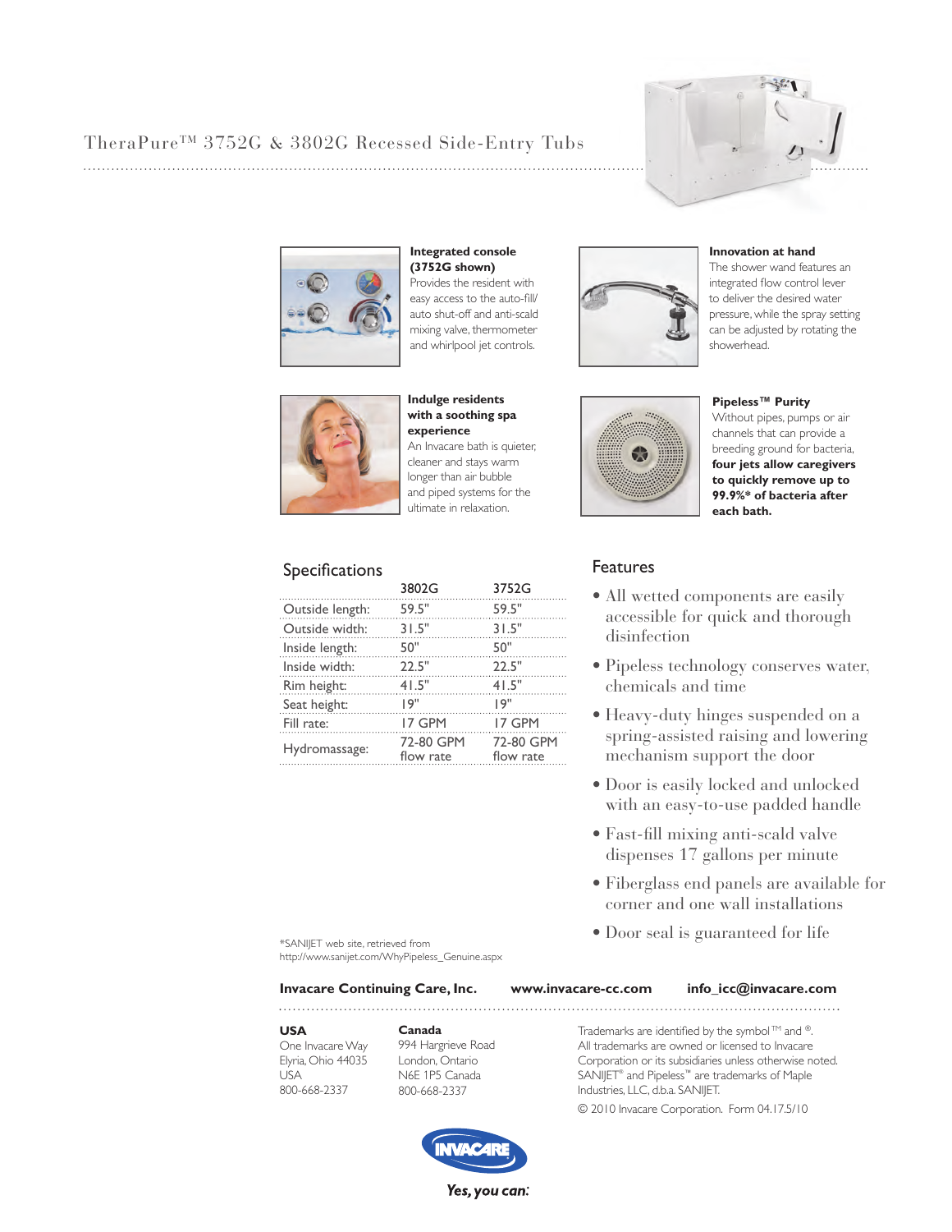# TheraPure™ 3752G & 3802G Recessed Side-Entry Tubs

**Integrated console (3752G shown)**
Provides the resident with easy access to the auto-fill/auto shut-off and anti-scald mixing valve, thermometer and whirlpool jet controls.

**Innovation at hand**
The shower wand features an integrated flow control lever to deliver the desired water pressure, while the spray setting can be adjusted by rotating the showerhead.

**Indulge residents with a soothing spa experience**
An Invacare bath is quieter, cleaner and stays warm longer than air bubble and piped systems for the ultimate in relaxation.

**Pipeless™ Purity**
Without pipes, pumps or air channels that can provide a breeding ground for bacteria, **four jets allow caregivers to quickly remove up to 99.9%* of bacteria after each bath.**

## Specifications

| | 3802G | 3752G |
|---|---|---|
| Outside length: | 59.5" | 59.5" |
| Outside width: | 31.5" | 31.5" |
| Inside length: | 50" | 50" |
| Inside width: | 22.5" | 22.5" |
| Rim height: | 41.5" | 41.5" |
| Seat height: | 19" | 19" |
| Fill rate: | 17 GPM | 17 GPM |
| Hydromassage: | 72-80 GPM flow rate | 72-80 GPM flow rate |

## Features

- All wetted components are easily accessible for quick and thorough disinfection
- Pipeless technology conserves water, chemicals and time
- Heavy-duty hinges suspended on a spring-assisted raising and lowering mechanism support the door
- Door is easily locked and unlocked with an easy-to-use padded handle
- Fast-fill mixing anti-scald valve dispenses 17 gallons per minute
- Fiberglass end panels are available for corner and one wall installations
- Door seal is guaranteed for life

*SANIJET web site, retrieved from http://www.sanijet.com/WhyPipeless_Genuine.aspx

**Invacare Continuing Care, Inc.** **www.invacare-cc.com** **info_icc@invacare.com**

**USA**
One Invacare Way
Elyria, Ohio 44035
USA
800-668-2337

**Canada**
994 Hargrieve Road
London, Ontario
N6E 1P5 Canada
800-668-2337

Trademarks are identified by the symbol ™ and ®. All trademarks are owned or licensed to Invacare Corporation or its subsidiaries unless otherwise noted. SANIJET® and Pipeless™ are trademarks of Maple Industries, LLC, d.b.a. SANIJET.

© 2010 Invacare Corporation. Form 04.17.5/10

INVACARE

*Yes, you can.*